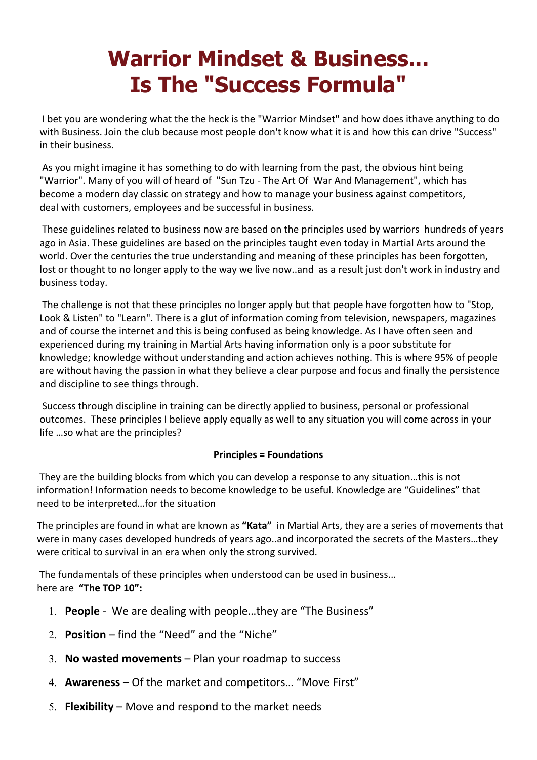# Warrior Mindset & Business... Is The "Success Formula"

I bet you are wondering what the the heck is the "Warrior Mindset" and how does ithave anything to do with Business. Join the club because most people don't know what it is and how this can drive "Success" in their business.

As you might imagine it has something to do with learning from the past, the obvious hint being "Warrior". Many of you will of heard of "Sun Tzu - The Art Of War And Management", which has become a modern day classic on strategy and how to manage your business against competitors, deal with customers, employees and be successful in business.

These guidelines related to business now are based on the principles used by warriors hundreds of years ago in Asia. These guidelines are based on the principles taught even today in Martial Arts around the world. Over the centuries the true understanding and meaning of these principles has been forgotten, lost or thought to no longer apply to the way we live now..and as a result just don't work in industry and business today.

The challenge is not that these principles no longer apply but that people have forgotten how to "Stop, Look & Listen" to "Learn". There is a glut of information coming from television, newspapers, magazines and of course the internet and this is being confused as being knowledge. As I have often seen and experienced during my training in Martial Arts having information only is a poor substitute for knowledge; knowledge without understanding and action achieves nothing. This is where 95% of people are without having the passion in what they believe a clear purpose and focus and finally the persistence and discipline to see things through.

Success through discipline in training can be directly applied to business, personal or professional outcomes. These principles I believe apply equally as well to any situation you will come across in your life …so what are the principles?

**Principles = Foundations**

They are the building blocks from which you can develop a response to any situation…this is not information! Information needs to become knowledge to be useful. Knowledge are "Guidelines" that need to be interpreted…for the situation

The principles are found in what are known as **"Kata"** in Martial Arts, they are a series of movements that were in many cases developed hundreds of years ago..and incorporated the secrets of the Masters…they were critical to survival in an era when only the strong survived.

The fundamentals of these principles when understood can be used in business...
here are **"The TOP 10":**

1. **People** - We are dealing with people…they are "The Business"
2. **Position** – find the "Need" and the "Niche"
3. **No wasted movements** – Plan your roadmap to success
4. **Awareness** – Of the market and competitors… "Move First"
5. **Flexibility** – Move and respond to the market needs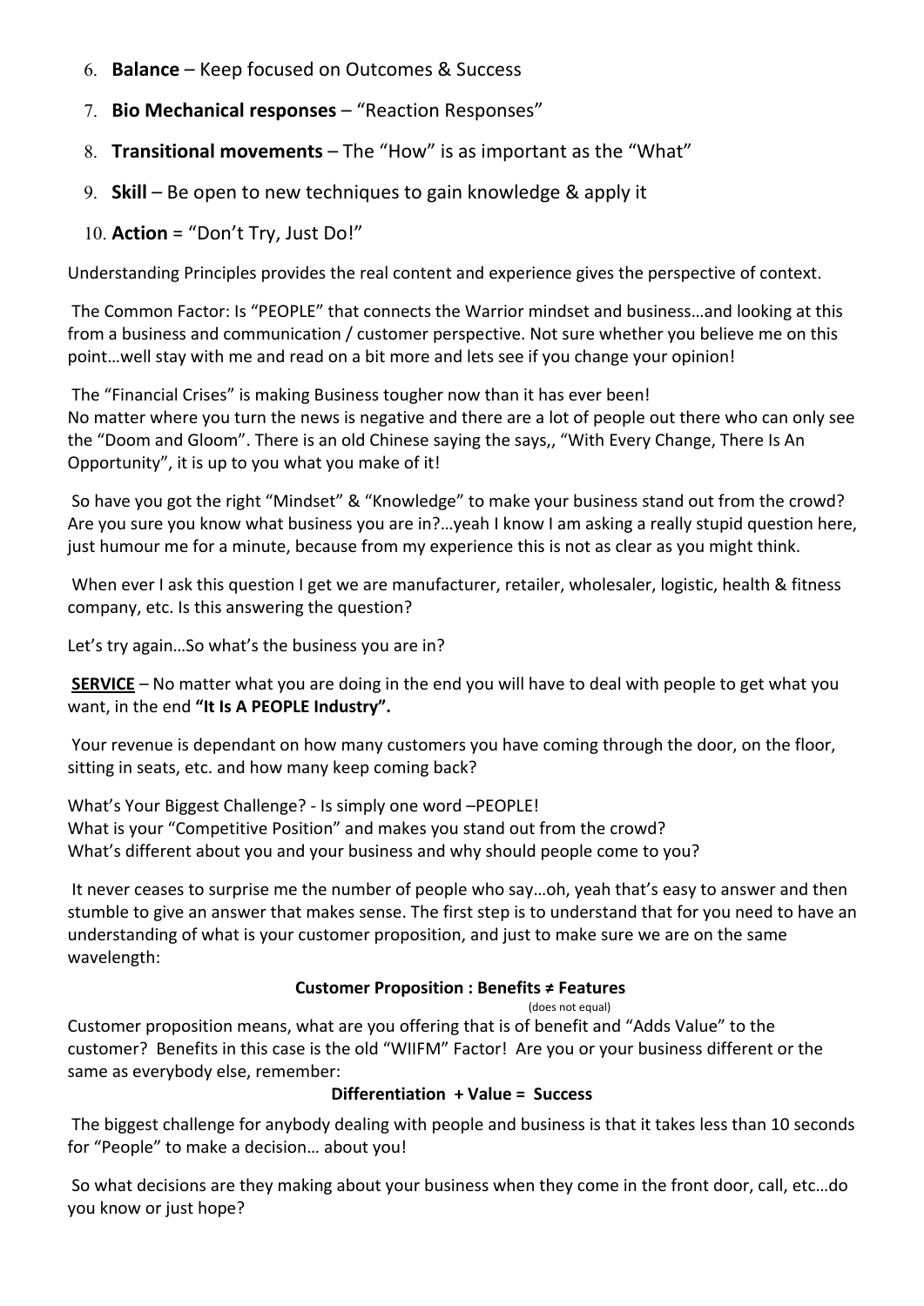6. **Balance** – Keep focused on Outcomes & Success
7. **Bio Mechanical responses** – "Reaction Responses"
8. **Transitional movements** – The "How" is as important as the "What"
9. **Skill** – Be open to new techniques to gain knowledge & apply it
10. **Action** = "Don't Try, Just Do!"

Understanding Principles provides the real content and experience gives the perspective of context.

The Common Factor: Is "PEOPLE" that connects the Warrior mindset and business…and looking at this from a business and communication / customer perspective. Not sure whether you believe me on this point…well stay with me and read on a bit more and lets see if you change your opinion!

The "Financial Crises" is making Business tougher now than it has ever been!
No matter where you turn the news is negative and there are a lot of people out there who can only see the "Doom and Gloom". There is an old Chinese saying the says,, "With Every Change, There Is An Opportunity", it is up to you what you make of it!

So have you got the right "Mindset" & "Knowledge" to make your business stand out from the crowd? Are you sure you know what business you are in?…yeah I know I am asking a really stupid question here, just humour me for a minute, because from my experience this is not as clear as you might think.

When ever I ask this question I get we are manufacturer, retailer, wholesaler, logistic, health & fitness company, etc. Is this answering the question?

Let's try again…So what's the business you are in?

<u>**SERVICE**</u> – No matter what you are doing in the end you will have to deal with people to get what you want, in the end **"It Is A PEOPLE Industry".**

Your revenue is dependant on how many customers you have coming through the door, on the floor, sitting in seats, etc. and how many keep coming back?

What's Your Biggest Challenge? - Is simply one word –PEOPLE!
What is your "Competitive Position" and makes you stand out from the crowd?
What's different about you and your business and why should people come to you?

It never ceases to surprise me the number of people who say…oh, yeah that's easy to answer and then stumble to give an answer that makes sense. The first step is to understand that for you need to have an understanding of what is your customer proposition, and just to make sure we are on the same wavelength:

**Customer Proposition : Benefits ≠ Features**
(does not equal)

Customer proposition means, what are you offering that is of benefit and "Adds Value" to the customer? Benefits in this case is the old "WIIFM" Factor! Are you or your business different or the same as everybody else, remember:

**Differentiation + Value = Success**

The biggest challenge for anybody dealing with people and business is that it takes less than 10 seconds for "People" to make a decision… about you!

So what decisions are they making about your business when they come in the front door, call, etc…do you know or just hope?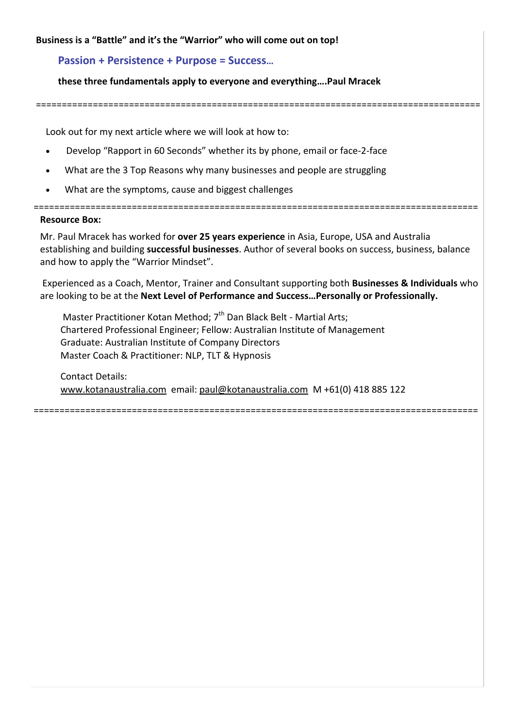**Business is a "Battle" and it's the "Warrior" who will come out on top!**

**Passion + Persistence + Purpose = Success…**

**these three fundamentals apply to everyone and everything….Paul Mracek**

=====================================================================================

Look out for my next article where we will look at how to:

- Develop "Rapport in 60 Seconds" whether its by phone, email or face-2-face
- What are the 3 Top Reasons why many businesses and people are struggling
- What are the symptoms, cause and biggest challenges

=====================================================================================

**Resource Box:**

Mr. Paul Mracek has worked for **over 25 years experience** in Asia, Europe, USA and Australia establishing and building **successful businesses**. Author of several books on success, business, balance and how to apply the "Warrior Mindset".

Experienced as a Coach, Mentor, Trainer and Consultant supporting both **Businesses & Individuals** who are looking to be at the **Next Level of Performance and Success…Personally or Professionally.**

Master Practitioner Kotan Method; 7th Dan Black Belt - Martial Arts;
Chartered Professional Engineer; Fellow: Australian Institute of Management
Graduate: Australian Institute of Company Directors
Master Coach & Practitioner: NLP, TLT & Hypnosis

Contact Details:
www.kotanaustralia.com email: paul@kotanaustralia.com M +61(0) 418 885 122

=====================================================================================